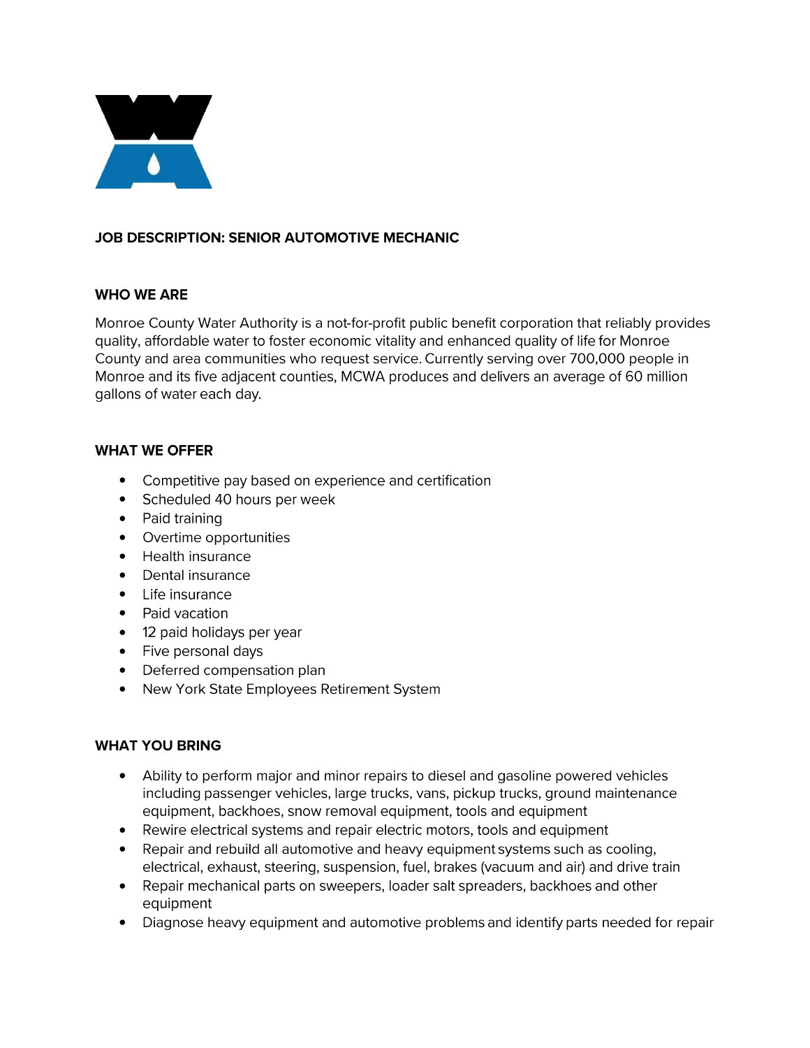# JOB DESCRIPTION: SENIOR AUTOMOTIVE MECHANIC

## WHO WE ARE

Monroe County Water Authority is a not-for-profit public benefit corporation that reliably provides quality, affordable water to foster economic vitality and enhanced quality of life for Monroe County and area communities who request service. Currently serving over 700,000 people in Monroe and its five adjacent counties, MCWA produces and delivers an average of 60 million gallons of water each day.

## WHAT WE OFFER

- Competitive pay based on experience and certification
- Scheduled 40 hours per week
- Paid training
- Overtime opportunities
- Health insurance
- Dental insurance
- Life insurance
- Paid vacation
- 12 paid holidays per year
- Five personal days
- Deferred compensation plan
- New York State Employees Retirement System

## WHAT YOU BRING

- Ability to perform major and minor repairs to diesel and gasoline powered vehicles including passenger vehicles, large trucks, vans, pickup trucks, ground maintenance equipment, backhoes, snow removal equipment, tools and equipment
- Rewire electrical systems and repair electric motors, tools and equipment
- Repair and rebuild all automotive and heavy equipment systems such as cooling, electrical, exhaust, steering, suspension, fuel, brakes (vacuum and air) and drive train
- Repair mechanical parts on sweepers, loader salt spreaders, backhoes and other equipment
- Diagnose heavy equipment and automotive problems and identify parts needed for repair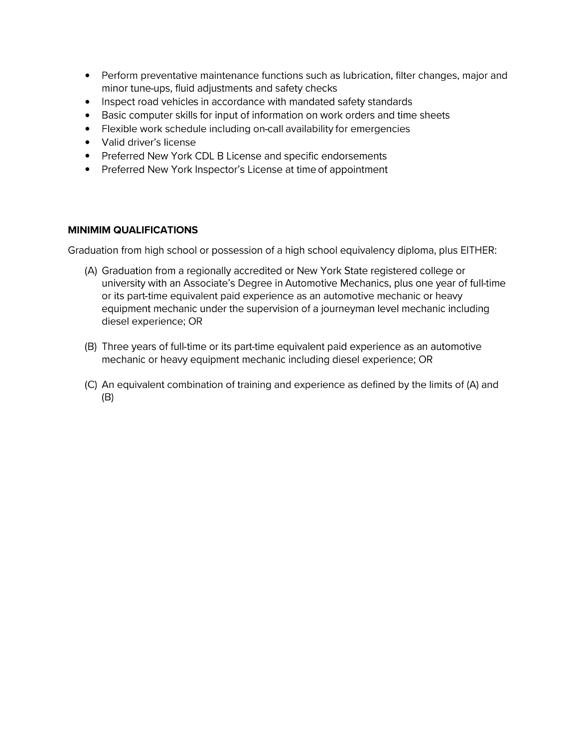- Perform preventative maintenance functions such as lubrication, filter changes, major and minor tune-ups, fluid adjustments and safety checks
- Inspect road vehicles in accordance with mandated safety standards
- Basic computer skills for input of information on work orders and time sheets
- Flexible work schedule including on-call availability for emergencies
- Valid driver's license
- Preferred New York CDL B License and specific endorsements
- Preferred New York Inspector's License at time of appointment

**MINIMIM QUALIFICATIONS**

Graduation from high school or possession of a high school equivalency diploma, plus EITHER:

(A) Graduation from a regionally accredited or New York State registered college or university with an Associate's Degree in Automotive Mechanics, plus one year of full-time or its part-time equivalent paid experience as an automotive mechanic or heavy equipment mechanic under the supervision of a journeyman level mechanic including diesel experience; OR

(B) Three years of full-time or its part-time equivalent paid experience as an automotive mechanic or heavy equipment mechanic including diesel experience; OR

(C) An equivalent combination of training and experience as defined by the limits of (A) and (B)